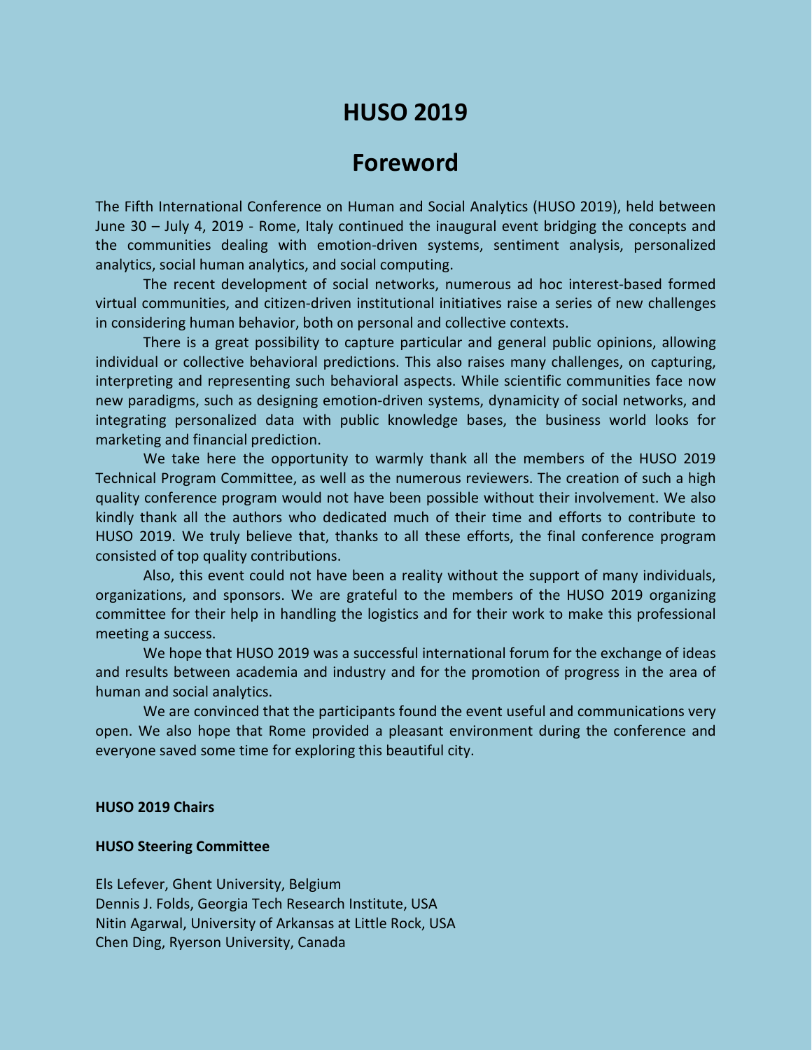# HUSO 2019

## Foreword

The Fifth International Conference on Human and Social Analytics (HUSO 2019), held between June 30 – July 4, 2019 - Rome, Italy continued the inaugural event bridging the concepts and the communities dealing with emotion-driven systems, sentiment analysis, personalized analytics, social human analytics, and social computing.

The recent development of social networks, numerous ad hoc interest-based formed virtual communities, and citizen-driven institutional initiatives raise a series of new challenges in considering human behavior, both on personal and collective contexts.

There is a great possibility to capture particular and general public opinions, allowing individual or collective behavioral predictions. This also raises many challenges, on capturing, interpreting and representing such behavioral aspects. While scientific communities face now new paradigms, such as designing emotion-driven systems, dynamicity of social networks, and integrating personalized data with public knowledge bases, the business world looks for marketing and financial prediction.

We take here the opportunity to warmly thank all the members of the HUSO 2019 Technical Program Committee, as well as the numerous reviewers. The creation of such a high quality conference program would not have been possible without their involvement. We also kindly thank all the authors who dedicated much of their time and efforts to contribute to HUSO 2019. We truly believe that, thanks to all these efforts, the final conference program consisted of top quality contributions.

Also, this event could not have been a reality without the support of many individuals, organizations, and sponsors. We are grateful to the members of the HUSO 2019 organizing committee for their help in handling the logistics and for their work to make this professional meeting a success.

We hope that HUSO 2019 was a successful international forum for the exchange of ideas and results between academia and industry and for the promotion of progress in the area of human and social analytics.

We are convinced that the participants found the event useful and communications very open. We also hope that Rome provided a pleasant environment during the conference and everyone saved some time for exploring this beautiful city.

**HUSO 2019 Chairs**

**HUSO Steering Committee**

Els Lefever, Ghent University, Belgium
Dennis J. Folds, Georgia Tech Research Institute, USA
Nitin Agarwal, University of Arkansas at Little Rock, USA
Chen Ding, Ryerson University, Canada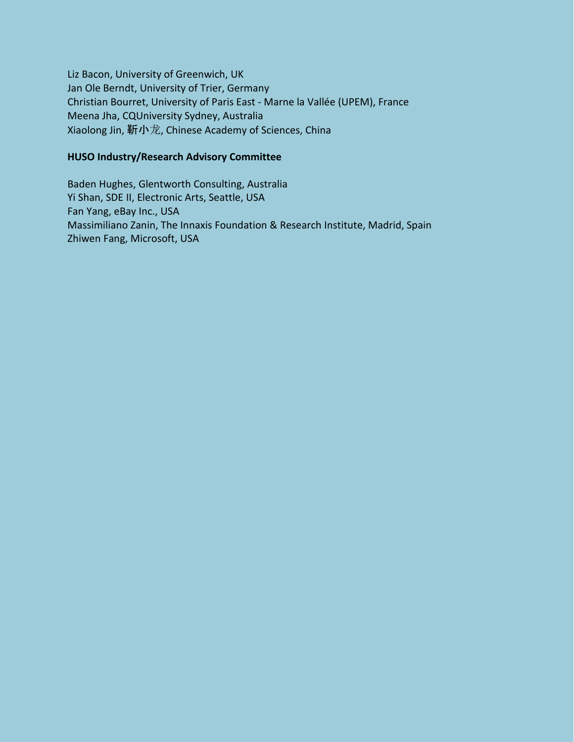Liz Bacon, University of Greenwich, UK
Jan Ole Berndt, University of Trier, Germany
Christian Bourret, University of Paris East - Marne la Vallée (UPEM), France
Meena Jha, CQUniversity Sydney, Australia
Xiaolong Jin, 靳小龙, Chinese Academy of Sciences, China

**HUSO Industry/Research Advisory Committee**

Baden Hughes, Glentworth Consulting, Australia
Yi Shan, SDE II, Electronic Arts, Seattle, USA
Fan Yang, eBay Inc., USA
Massimiliano Zanin, The Innaxis Foundation & Research Institute, Madrid, Spain
Zhiwen Fang, Microsoft, USA